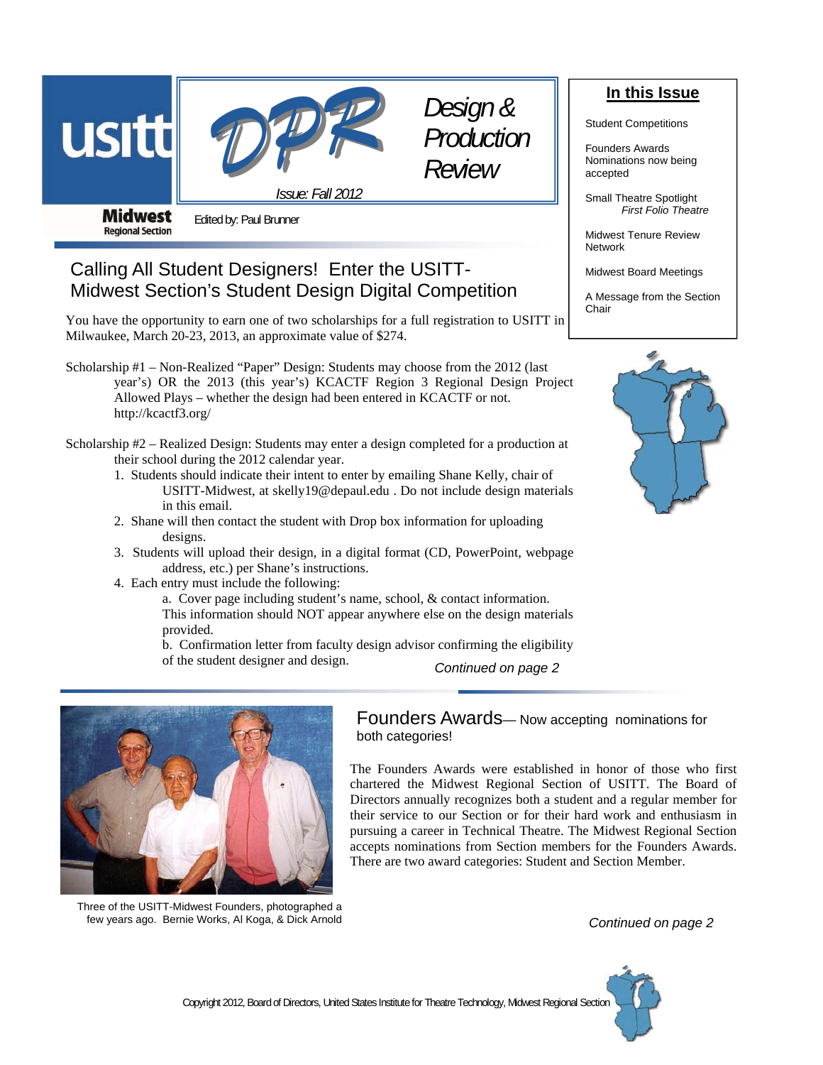usitt **Midwest** Regional Section

# DPR Design & Production Review

*Issue: Fall 2012*

Edited by: Paul Brunner

**In this Issue**

- Student Competitions
- Founders Awards Nominations now being accepted
- Small Theatre Spotlight *First Folio Theatre*
- Midwest Tenure Review Network
- Midwest Board Meetings
- A Message from the Section Chair

## Calling All Student Designers! Enter the USITT-Midwest Section's Student Design Digital Competition

You have the opportunity to earn one of two scholarships for a full registration to USITT in Milwaukee, March 20-23, 2013, an approximate value of $274.

Scholarship #1 – Non-Realized "Paper" Design: Students may choose from the 2012 (last year's) OR the 2013 (this year's) KCACTF Region 3 Regional Design Project Allowed Plays – whether the design had been entered in KCACTF or not. http://kcactf3.org/

Scholarship #2 – Realized Design: Students may enter a design completed for a production at their school during the 2012 calendar year.

1. Students should indicate their intent to enter by emailing Shane Kelly, chair of USITT-Midwest, at skelly19@depaul.edu . Do not include design materials in this email.
2. Shane will then contact the student with Drop box information for uploading designs.
3. Students will upload their design, in a digital format (CD, PowerPoint, webpage address, etc.) per Shane's instructions.
4. Each entry must include the following:
   a. Cover page including student's name, school, & contact information. This information should NOT appear anywhere else on the design materials provided.
   b. Confirmation letter from faculty design advisor confirming the eligibility of the student designer and design.

*Continued on page 2*

## Founders Awards— Now accepting nominations for both categories!

The Founders Awards were established in honor of those who first chartered the Midwest Regional Section of USITT. The Board of Directors annually recognizes both a student and a regular member for their service to our Section or for their hard work and enthusiasm in pursuing a career in Technical Theatre. The Midwest Regional Section accepts nominations from Section members for the Founders Awards. There are two award categories: Student and Section Member.

*Continued on page 2*

Three of the USITT-Midwest Founders, photographed a few years ago. Bernie Works, Al Koga, & Dick Arnold

Copyright 2012, Board of Directors, United States Institute for Theatre Technology, Midwest Regional Section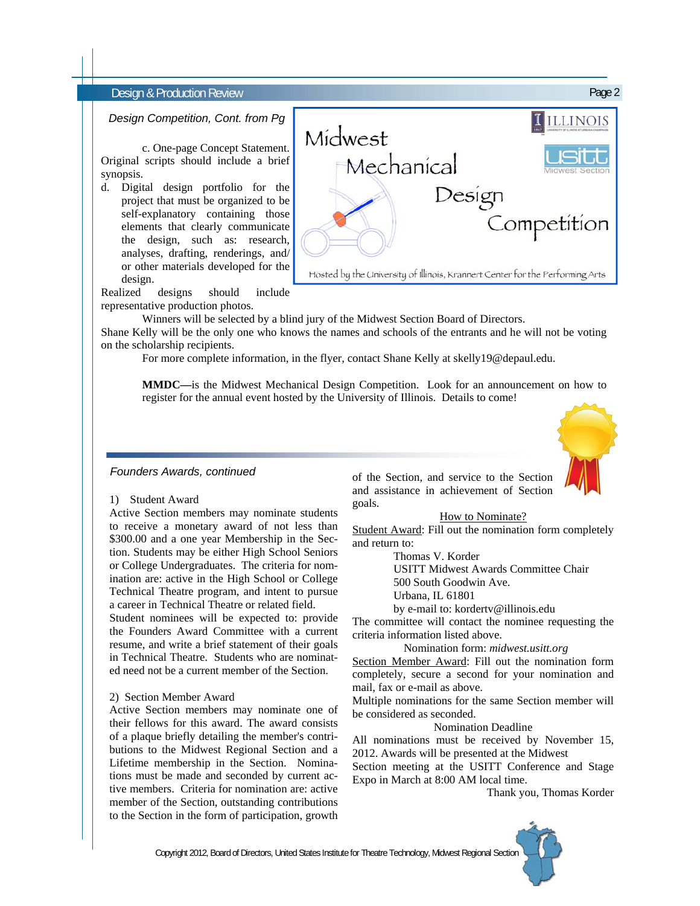*Design Competition, Cont. from Pg*

c. One-page Concept Statement. Original scripts should include a brief synopsis.

d. Digital design portfolio for the project that must be organized to be self-explanatory containing those elements that clearly communicate the design, such as: research, analyses, drafting, renderings, and/ or other materials developed for the design.

Realized designs should include representative production photos.

Winners will be selected by a blind jury of the Midwest Section Board of Directors. Shane Kelly will be the only one who knows the names and schools of the entrants and he will not be voting on the scholarship recipients.

For more complete information, in the flyer, contact Shane Kelly at skelly19@depaul.edu.

**MMDC—**is the Midwest Mechanical Design Competition. Look for an announcement on how to register for the annual event hosted by the University of Illinois. Details to come!

*Founders Awards, continued*

1) Student Award

Active Section members may nominate students to receive a monetary award of not less than $300.00 and a one year Membership in the Section. Students may be either High School Seniors or College Undergraduates. The criteria for nomination are: active in the High School or College Technical Theatre program, and intent to pursue a career in Technical Theatre or related field.

Student nominees will be expected to: provide the Founders Award Committee with a current resume, and write a brief statement of their goals in Technical Theatre. Students who are nominated need not be a current member of the Section.

2) Section Member Award

Active Section members may nominate one of their fellows for this award. The award consists of a plaque briefly detailing the member's contributions to the Midwest Regional Section and a Lifetime membership in the Section. Nominations must be made and seconded by current active members. Criteria for nomination are: active member of the Section, outstanding contributions to the Section in the form of participation, growth of the Section, and service to the Section and assistance in achievement of Section goals.

How to Nominate?

Student Award: Fill out the nomination form completely and return to:

Thomas V. Korder
USITT Midwest Awards Committee Chair
500 South Goodwin Ave.
Urbana, IL 61801
by e-mail to: kordertv@illinois.edu

The committee will contact the nominee requesting the criteria information listed above.

Nomination form: *midwest.usitt.org*

Section Member Award: Fill out the nomination form completely, secure a second for your nomination and mail, fax or e-mail as above.

Multiple nominations for the same Section member will be considered as seconded.

Nomination Deadline

All nominations must be received by November 15, 2012. Awards will be presented at the Midwest Section meeting at the USITT Conference and Stage Expo in March at 8:00 AM local time.

Thank you, Thomas Korder

Copyright 2012, Board of Directors, United States Institute for Theatre Technology, Midwest Regional Section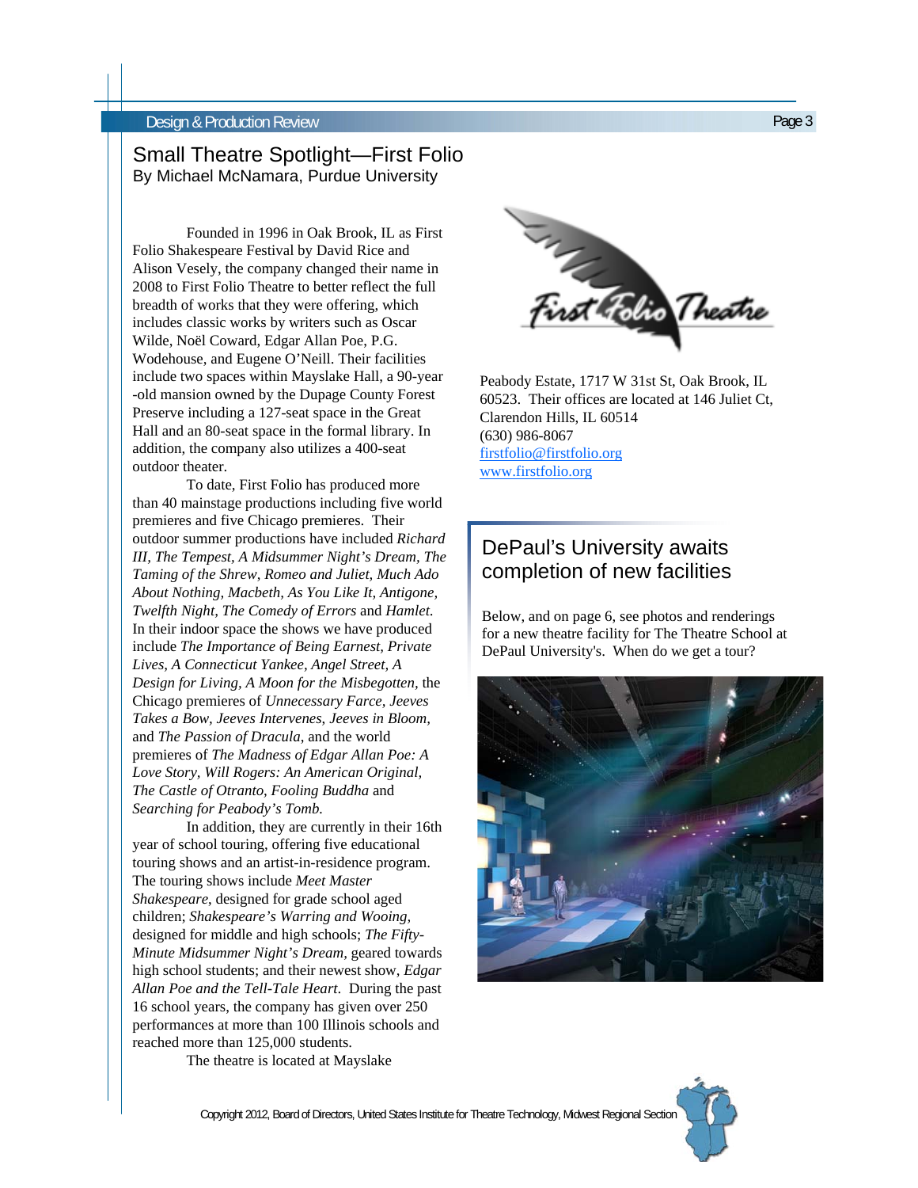## Small Theatre Spotlight—First Folio

By Michael McNamara, Purdue University

Founded in 1996 in Oak Brook, IL as First Folio Shakespeare Festival by David Rice and Alison Vesely, the company changed their name in 2008 to First Folio Theatre to better reflect the full breadth of works that they were offering, which includes classic works by writers such as Oscar Wilde, Noël Coward, Edgar Allan Poe, P.G. Wodehouse, and Eugene O'Neill. Their facilities include two spaces within Mayslake Hall, a 90-year-old mansion owned by the Dupage County Forest Preserve including a 127-seat space in the Great Hall and an 80-seat space in the formal library. In addition, the company also utilizes a 400-seat outdoor theater.

To date, First Folio has produced more than 40 mainstage productions including five world premieres and five Chicago premieres. Their outdoor summer productions have included *Richard III*, *The Tempest*, *A Midsummer Night's Dream*, *The Taming of the Shrew*, *Romeo and Juliet*, *Much Ado About Nothing*, *Macbeth*, *As You Like It*, *Antigone*, *Twelfth Night*, *The Comedy of Errors* and *Hamlet.* In their indoor space the shows we have produced include *The Importance of Being Earnest*, *Private Lives*, *A Connecticut Yankee*, *Angel Street*, *A Design for Living*, *A Moon for the Misbegotten*, the Chicago premieres of *Unnecessary Farce*, *Jeeves Takes a Bow*, *Jeeves Intervenes*, *Jeeves in Bloom*, and *The Passion of Dracula*, and the world premieres of *The Madness of Edgar Allan Poe: A Love Story*, *Will Rogers: An American Original*, *The Castle of Otranto*, *Fooling Buddha* and *Searching for Peabody's Tomb.*

In addition, they are currently in their 16th year of school touring, offering five educational touring shows and an artist-in-residence program. The touring shows include *Meet Master Shakespeare*, designed for grade school aged children; *Shakespeare's Warring and Wooing*, designed for middle and high schools; *The Fifty-Minute Midsummer Night's Dream*, geared towards high school students; and their newest show, *Edgar Allan Poe and the Tell-Tale Heart*. During the past 16 school years, the company has given over 250 performances at more than 100 Illinois schools and reached more than 125,000 students.

The theatre is located at Mayslake Peabody Estate, 1717 W 31st St, Oak Brook, IL 60523. Their offices are located at 146 Juliet Ct, Clarendon Hills, IL 60514

(630) 986-8067

firstfolio@firstfolio.org

www.firstfolio.org

## DePaul's University awaits completion of new facilities

Below, and on page 6, see photos and renderings for a new theatre facility for The Theatre School at DePaul University's. When do we get a tour?

Copyright 2012, Board of Directors, United States Institute for Theatre Technology, Midwest Regional Section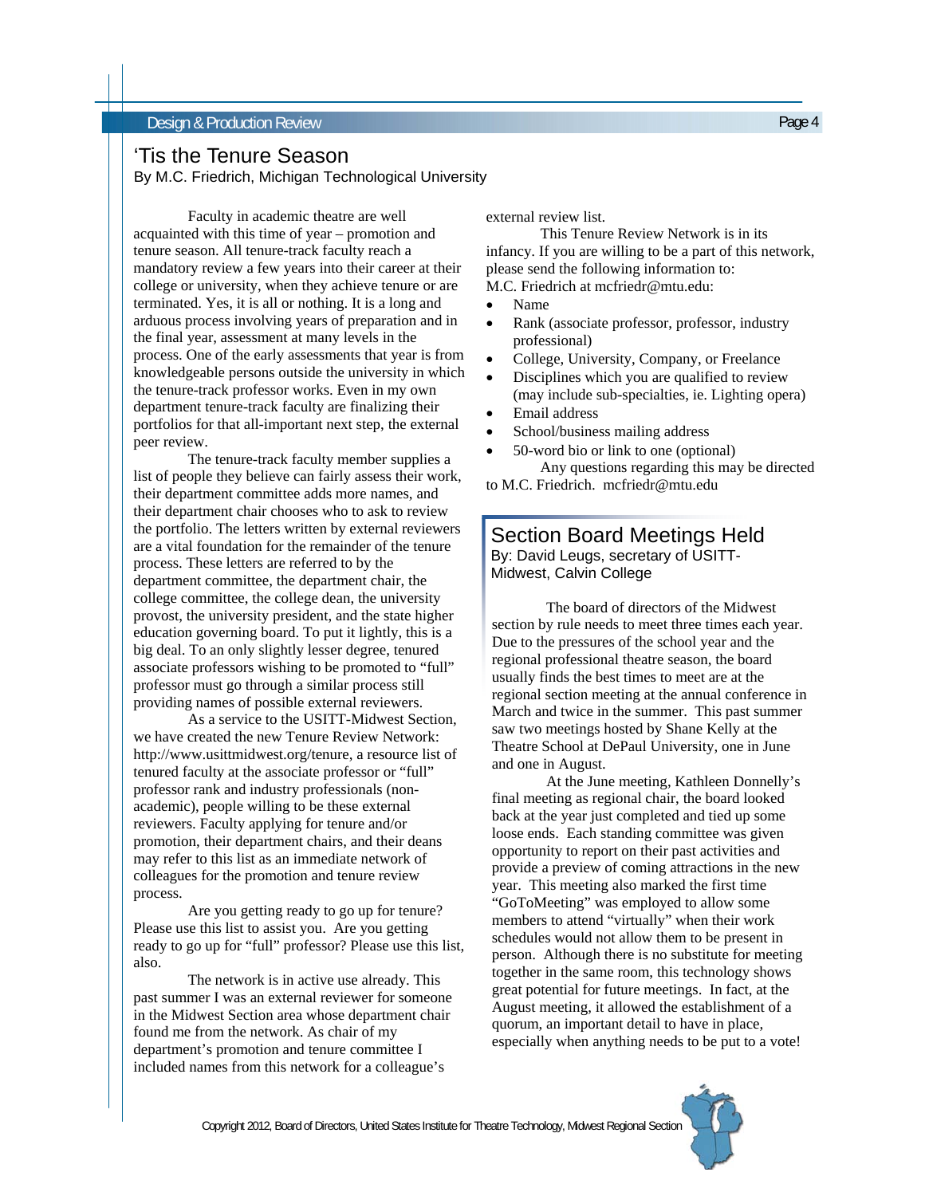## 'Tis the Tenure Season

By M.C. Friedrich, Michigan Technological University

Faculty in academic theatre are well acquainted with this time of year – promotion and tenure season. All tenure-track faculty reach a mandatory review a few years into their career at their college or university, when they achieve tenure or are terminated. Yes, it is all or nothing. It is a long and arduous process involving years of preparation and in the final year, assessment at many levels in the process. One of the early assessments that year is from knowledgeable persons outside the university in which the tenure-track professor works. Even in my own department tenure-track faculty are finalizing their portfolios for that all-important next step, the external peer review.

The tenure-track faculty member supplies a list of people they believe can fairly assess their work, their department committee adds more names, and their department chair chooses who to ask to review the portfolio. The letters written by external reviewers are a vital foundation for the remainder of the tenure process. These letters are referred to by the department committee, the department chair, the college committee, the college dean, the university provost, the university president, and the state higher education governing board. To put it lightly, this is a big deal. To an only slightly lesser degree, tenured associate professors wishing to be promoted to "full" professor must go through a similar process still providing names of possible external reviewers.

As a service to the USITT-Midwest Section, we have created the new Tenure Review Network: http://www.usittmidwest.org/tenure, a resource list of tenured faculty at the associate professor or "full" professor rank and industry professionals (non-academic), people willing to be these external reviewers. Faculty applying for tenure and/or promotion, their department chairs, and their deans may refer to this list as an immediate network of colleagues for the promotion and tenure review process.

Are you getting ready to go up for tenure? Please use this list to assist you. Are you getting ready to go up for "full" professor? Please use this list, also.

The network is in active use already. This past summer I was an external reviewer for someone in the Midwest Section area whose department chair found me from the network. As chair of my department's promotion and tenure committee I included names from this network for a colleague's external review list.

This Tenure Review Network is in its infancy. If you are willing to be a part of this network, please send the following information to: M.C. Friedrich at mcfriedr@mtu.edu:

- Name
- Rank (associate professor, professor, industry professional)
- College, University, Company, or Freelance
- Disciplines which you are qualified to review (may include sub-specialties, ie. Lighting opera)
- Email address
- School/business mailing address
- 50-word bio or link to one (optional)

Any questions regarding this may be directed to M.C. Friedrich. mcfriedr@mtu.edu

## Section Board Meetings Held

By: David Leugs, secretary of USITT-Midwest, Calvin College

The board of directors of the Midwest section by rule needs to meet three times each year. Due to the pressures of the school year and the regional professional theatre season, the board usually finds the best times to meet are at the regional section meeting at the annual conference in March and twice in the summer. This past summer saw two meetings hosted by Shane Kelly at the Theatre School at DePaul University, one in June and one in August.

At the June meeting, Kathleen Donnelly's final meeting as regional chair, the board looked back at the year just completed and tied up some loose ends. Each standing committee was given opportunity to report on their past activities and provide a preview of coming attractions in the new year. This meeting also marked the first time "GoToMeeting" was employed to allow some members to attend "virtually" when their work schedules would not allow them to be present in person. Although there is no substitute for meeting together in the same room, this technology shows great potential for future meetings. In fact, at the August meeting, it allowed the establishment of a quorum, an important detail to have in place, especially when anything needs to be put to a vote!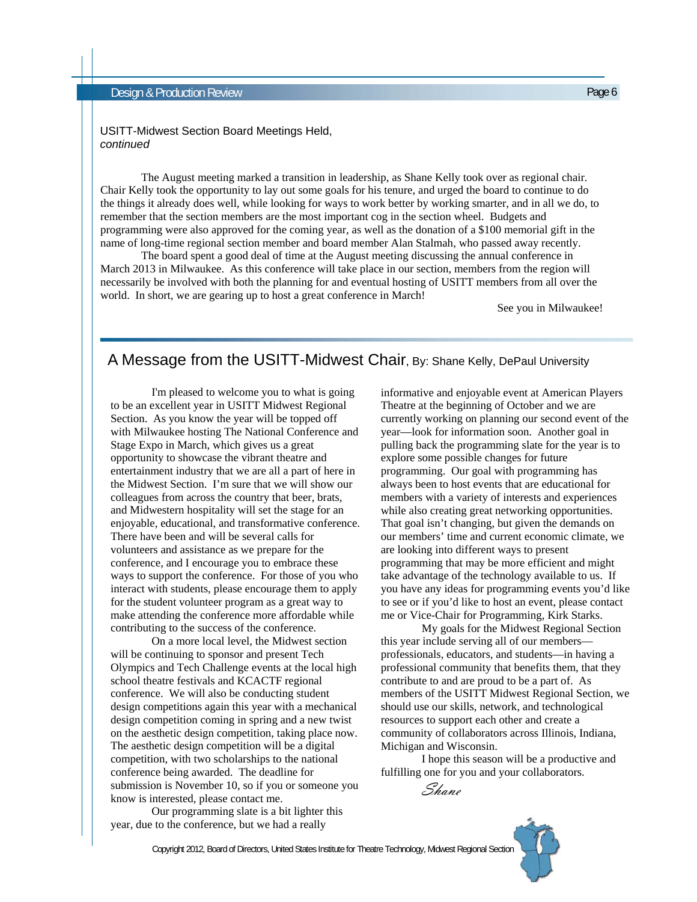USITT-Midwest Section Board Meetings Held, *continued*

The August meeting marked a transition in leadership, as Shane Kelly took over as regional chair. Chair Kelly took the opportunity to lay out some goals for his tenure, and urged the board to continue to do the things it already does well, while looking for ways to work better by working smarter, and in all we do, to remember that the section members are the most important cog in the section wheel. Budgets and programming were also approved for the coming year, as well as the donation of a $100 memorial gift in the name of long-time regional section member and board member Alan Stalmah, who passed away recently.

The board spent a good deal of time at the August meeting discussing the annual conference in March 2013 in Milwaukee. As this conference will take place in our section, members from the region will necessarily be involved with both the planning for and eventual hosting of USITT members from all over the world. In short, we are gearing up to host a great conference in March!

See you in Milwaukee!

## A Message from the USITT-Midwest Chair, By: Shane Kelly, DePaul University

I'm pleased to welcome you to what is going to be an excellent year in USITT Midwest Regional Section. As you know the year will be topped off with Milwaukee hosting The National Conference and Stage Expo in March, which gives us a great opportunity to showcase the vibrant theatre and entertainment industry that we are all a part of here in the Midwest Section. I'm sure that we will show our colleagues from across the country that beer, brats, and Midwestern hospitality will set the stage for an enjoyable, educational, and transformative conference. There have been and will be several calls for volunteers and assistance as we prepare for the conference, and I encourage you to embrace these ways to support the conference. For those of you who interact with students, please encourage them to apply for the student volunteer program as a great way to make attending the conference more affordable while contributing to the success of the conference.

On a more local level, the Midwest section will be continuing to sponsor and present Tech Olympics and Tech Challenge events at the local high school theatre festivals and KCACTF regional conference. We will also be conducting student design competitions again this year with a mechanical design competition coming in spring and a new twist on the aesthetic design competition, taking place now. The aesthetic design competition will be a digital competition, with two scholarships to the national conference being awarded. The deadline for submission is November 10, so if you or someone you know is interested, please contact me.

Our programming slate is a bit lighter this year, due to the conference, but we had a really informative and enjoyable event at American Players Theatre at the beginning of October and we are currently working on planning our second event of the year—look for information soon. Another goal in pulling back the programming slate for the year is to explore some possible changes for future programming. Our goal with programming has always been to host events that are educational for members with a variety of interests and experiences while also creating great networking opportunities. That goal isn't changing, but given the demands on our members' time and current economic climate, we are looking into different ways to present programming that may be more efficient and might take advantage of the technology available to us. If you have any ideas for programming events you'd like to see or if you'd like to host an event, please contact me or Vice-Chair for Programming, Kirk Starks.

My goals for the Midwest Regional Section this year include serving all of our members—professionals, educators, and students—in having a professional community that benefits them, that they contribute to and are proud to be a part of. As members of the USITT Midwest Regional Section, we should use our skills, network, and technological resources to support each other and create a community of collaborators across Illinois, Indiana, Michigan and Wisconsin.

I hope this season will be a productive and fulfilling one for you and your collaborators.

*Shane*

Copyright 2012, Board of Directors, United States Institute for Theatre Technology, Midwest Regional Section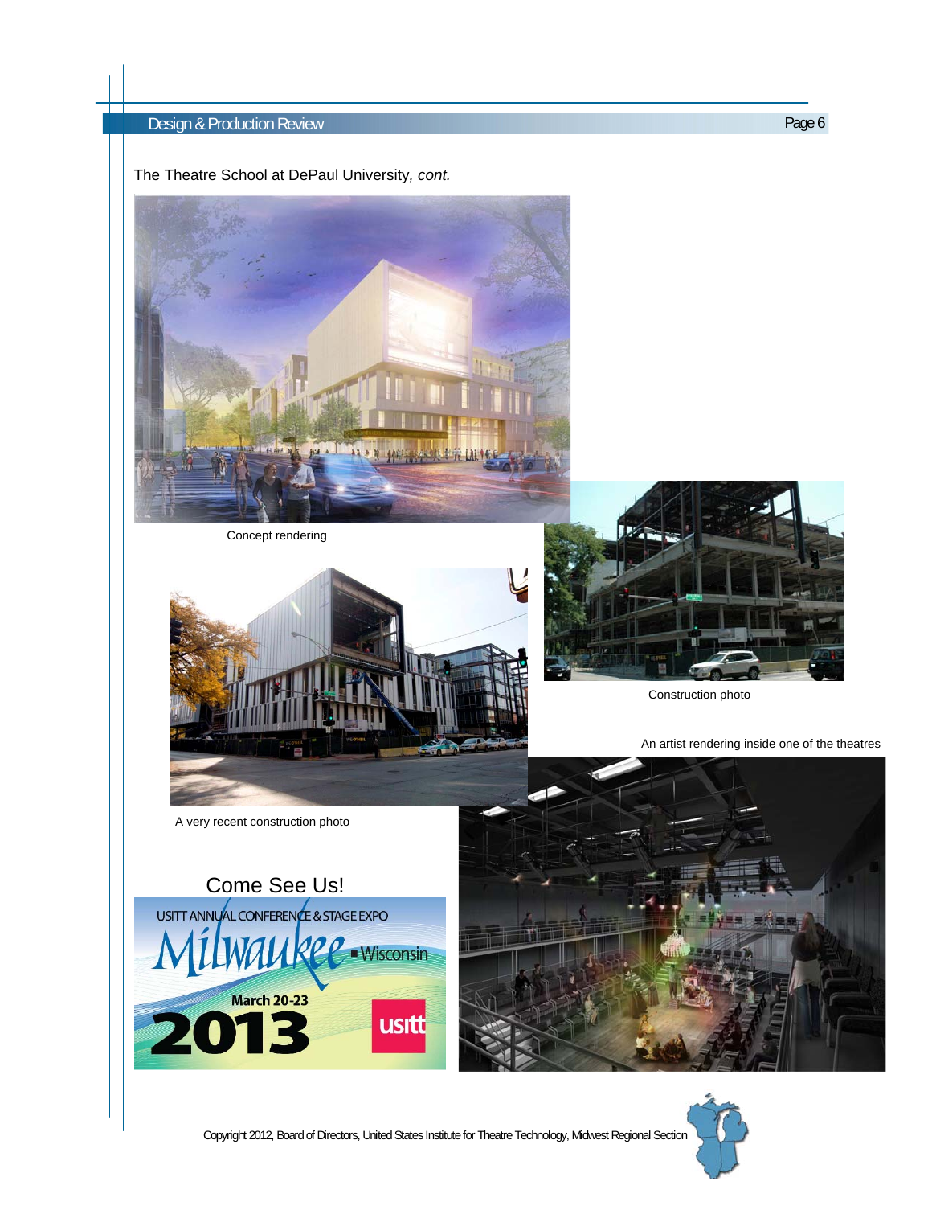The Theatre School at DePaul University, *cont.*

Concept rendering

Construction photo

A very recent construction photo

An artist rendering inside one of the theatres

Come See Us!

USITT ANNUAL CONFERENCE & STAGE EXPO

Milwaukee Wisconsin

March 20-23

2013

usitt

Copyright 2012, Board of Directors, United States Institute for Theatre Technology, Midwest Regional Section